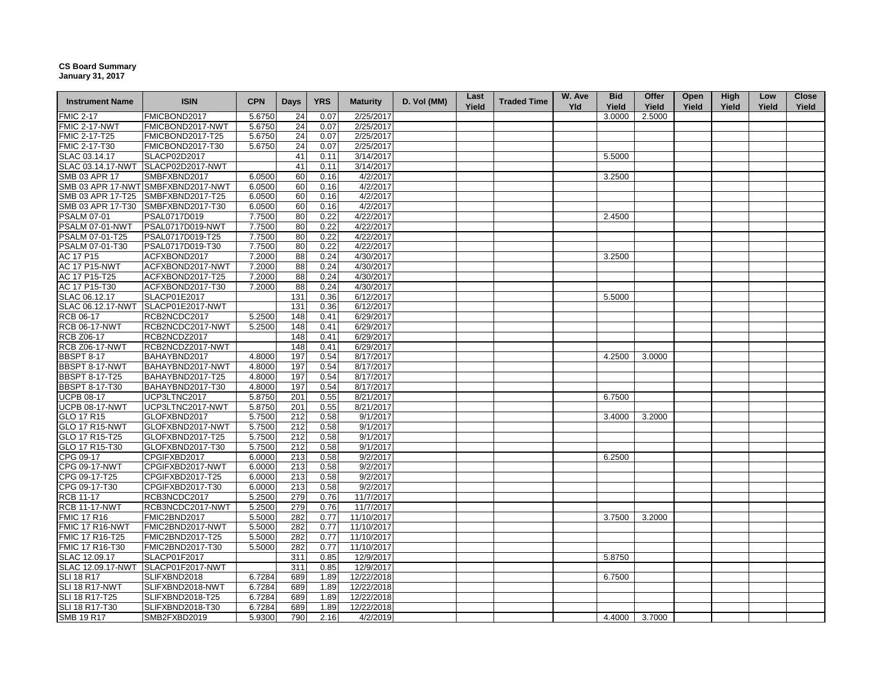**CS Board Summary**
**January 31, 2017**

| Instrument Name | ISIN | CPN | Days | YRS | Maturity | D. Vol (MM) | Last Yield | Traded Time | W. Ave Yld | Bid Yield | Offer Yield | Open Yield | High Yield | Low Yield | Close Yield |
|---|---|---|---|---|---|---|---|---|---|---|---|---|---|---|---|
| FMIC 2-17 | FMICBOND2017 | 5.6750 | 24 | 0.07 | 2/25/2017 | | | | | 3.0000 | 2.5000 | | | | |
| FMIC 2-17-NWT | FMICBOND2017-NWT | 5.6750 | 24 | 0.07 | 2/25/2017 | | | | | | | | | | |
| FMIC 2-17-T25 | FMICBOND2017-T25 | 5.6750 | 24 | 0.07 | 2/25/2017 | | | | | | | | | | |
| FMIC 2-17-T30 | FMICBOND2017-T30 | 5.6750 | 24 | 0.07 | 2/25/2017 | | | | | | | | | | |
| SLAC 03.14.17 | SLACP02D2017 | | 41 | 0.11 | 3/14/2017 | | | | | 5.5000 | | | | | |
| SLAC 03.14.17-NWT | SLACP02D2017-NWT | | 41 | 0.11 | 3/14/2017 | | | | | | | | | | |
| SMB 03 APR 17 | SMBFXBND2017 | 6.0500 | 60 | 0.16 | 4/2/2017 | | | | | 3.2500 | | | | | |
| SMB 03 APR 17-NWT | SMBFXBND2017-NWT | 6.0500 | 60 | 0.16 | 4/2/2017 | | | | | | | | | | |
| SMB 03 APR 17-T25 | SMBFXBND2017-T25 | 6.0500 | 60 | 0.16 | 4/2/2017 | | | | | | | | | | |
| SMB 03 APR 17-T30 | SMBFXBND2017-T30 | 6.0500 | 60 | 0.16 | 4/2/2017 | | | | | | | | | | |
| PSALM 07-01 | PSAL0717D019 | 7.7500 | 80 | 0.22 | 4/22/2017 | | | | | 2.4500 | | | | | |
| PSALM 07-01-NWT | PSAL0717D019-NWT | 7.7500 | 80 | 0.22 | 4/22/2017 | | | | | | | | | | |
| PSALM 07-01-T25 | PSAL0717D019-T25 | 7.7500 | 80 | 0.22 | 4/22/2017 | | | | | | | | | | |
| PSALM 07-01-T30 | PSAL0717D019-T30 | 7.7500 | 80 | 0.22 | 4/22/2017 | | | | | | | | | | |
| AC 17 P15 | ACFXBOND2017 | 7.2000 | 88 | 0.24 | 4/30/2017 | | | | | 3.2500 | | | | | |
| AC 17 P15-NWT | ACFXBOND2017-NWT | 7.2000 | 88 | 0.24 | 4/30/2017 | | | | | | | | | | |
| AC 17 P15-T25 | ACFXBOND2017-T25 | 7.2000 | 88 | 0.24 | 4/30/2017 | | | | | | | | | | |
| AC 17 P15-T30 | ACFXBOND2017-T30 | 7.2000 | 88 | 0.24 | 4/30/2017 | | | | | | | | | | |
| SLAC 06.12.17 | SLACP01E2017 | | 131 | 0.36 | 6/12/2017 | | | | | 5.5000 | | | | | |
| SLAC 06.12.17-NWT | SLACP01E2017-NWT | | 131 | 0.36 | 6/12/2017 | | | | | | | | | | |
| RCB 06-17 | RCB2NCDC2017 | 5.2500 | 148 | 0.41 | 6/29/2017 | | | | | | | | | | |
| RCB 06-17-NWT | RCB2NCDC2017-NWT | 5.2500 | 148 | 0.41 | 6/29/2017 | | | | | | | | | | |
| RCB Z06-17 | RCB2NCDZ2017 | | 148 | 0.41 | 6/29/2017 | | | | | | | | | | |
| RCB Z06-17-NWT | RCB2NCDZ2017-NWT | | 148 | 0.41 | 6/29/2017 | | | | | | | | | | |
| BBSPT 8-17 | BAHAYBND2017 | 4.8000 | 197 | 0.54 | 8/17/2017 | | | | | 4.2500 | 3.0000 | | | | |
| BBSPT 8-17-NWT | BAHAYBND2017-NWT | 4.8000 | 197 | 0.54 | 8/17/2017 | | | | | | | | | | |
| BBSPT 8-17-T25 | BAHAYBND2017-T25 | 4.8000 | 197 | 0.54 | 8/17/2017 | | | | | | | | | | |
| BBSPT 8-17-T30 | BAHAYBND2017-T30 | 4.8000 | 197 | 0.54 | 8/17/2017 | | | | | | | | | | |
| UCPB 08-17 | UCP3LTNC2017 | 5.8750 | 201 | 0.55 | 8/21/2017 | | | | | 6.7500 | | | | | |
| UCPB 08-17-NWT | UCP3LTNC2017-NWT | 5.8750 | 201 | 0.55 | 8/21/2017 | | | | | | | | | | |
| GLO 17 R15 | GLOFXBND2017 | 5.7500 | 212 | 0.58 | 9/1/2017 | | | | | 3.4000 | 3.2000 | | | | |
| GLO 17 R15-NWT | GLOFXBND2017-NWT | 5.7500 | 212 | 0.58 | 9/1/2017 | | | | | | | | | | |
| GLO 17 R15-T25 | GLOFXBND2017-T25 | 5.7500 | 212 | 0.58 | 9/1/2017 | | | | | | | | | | |
| GLO 17 R15-T30 | GLOFXBND2017-T30 | 5.7500 | 212 | 0.58 | 9/1/2017 | | | | | | | | | | |
| CPG 09-17 | CPGIFXBD2017 | 6.0000 | 213 | 0.58 | 9/2/2017 | | | | | 6.2500 | | | | | |
| CPG 09-17-NWT | CPGIFXBD2017-NWT | 6.0000 | 213 | 0.58 | 9/2/2017 | | | | | | | | | | |
| CPG 09-17-T25 | CPGIFXBD2017-T25 | 6.0000 | 213 | 0.58 | 9/2/2017 | | | | | | | | | | |
| CPG 09-17-T30 | CPGIFXBD2017-T30 | 6.0000 | 213 | 0.58 | 9/2/2017 | | | | | | | | | | |
| RCB 11-17 | RCB3NCDC2017 | 5.2500 | 279 | 0.76 | 11/7/2017 | | | | | | | | | | |
| RCB 11-17-NWT | RCB3NCDC2017-NWT | 5.2500 | 279 | 0.76 | 11/7/2017 | | | | | | | | | | |
| FMIC 17 R16 | FMIC2BND2017 | 5.5000 | 282 | 0.77 | 11/10/2017 | | | | | 3.7500 | 3.2000 | | | | |
| FMIC 17 R16-NWT | FMIC2BND2017-NWT | 5.5000 | 282 | 0.77 | 11/10/2017 | | | | | | | | | | |
| FMIC 17 R16-T25 | FMIC2BND2017-T25 | 5.5000 | 282 | 0.77 | 11/10/2017 | | | | | | | | | | |
| FMIC 17 R16-T30 | FMIC2BND2017-T30 | 5.5000 | 282 | 0.77 | 11/10/2017 | | | | | | | | | | |
| SLAC 12.09.17 | SLACP01F2017 | | 311 | 0.85 | 12/9/2017 | | | | | 5.8750 | | | | | |
| SLAC 12.09.17-NWT | SLACP01F2017-NWT | | 311 | 0.85 | 12/9/2017 | | | | | | | | | | |
| SLI 18 R17 | SLIFXBND2018 | 6.7284 | 689 | 1.89 | 12/22/2018 | | | | | 6.7500 | | | | | |
| SLI 18 R17-NWT | SLIFXBND2018-NWT | 6.7284 | 689 | 1.89 | 12/22/2018 | | | | | | | | | | |
| SLI 18 R17-T25 | SLIFXBND2018-T25 | 6.7284 | 689 | 1.89 | 12/22/2018 | | | | | | | | | | |
| SLI 18 R17-T30 | SLIFXBND2018-T30 | 6.7284 | 689 | 1.89 | 12/22/2018 | | | | | | | | | | |
| SMB 19 R17 | SMB2FXBD2019 | 5.9300 | 790 | 2.16 | 4/2/2019 | | | | | 4.4000 | 3.7000 | | | | |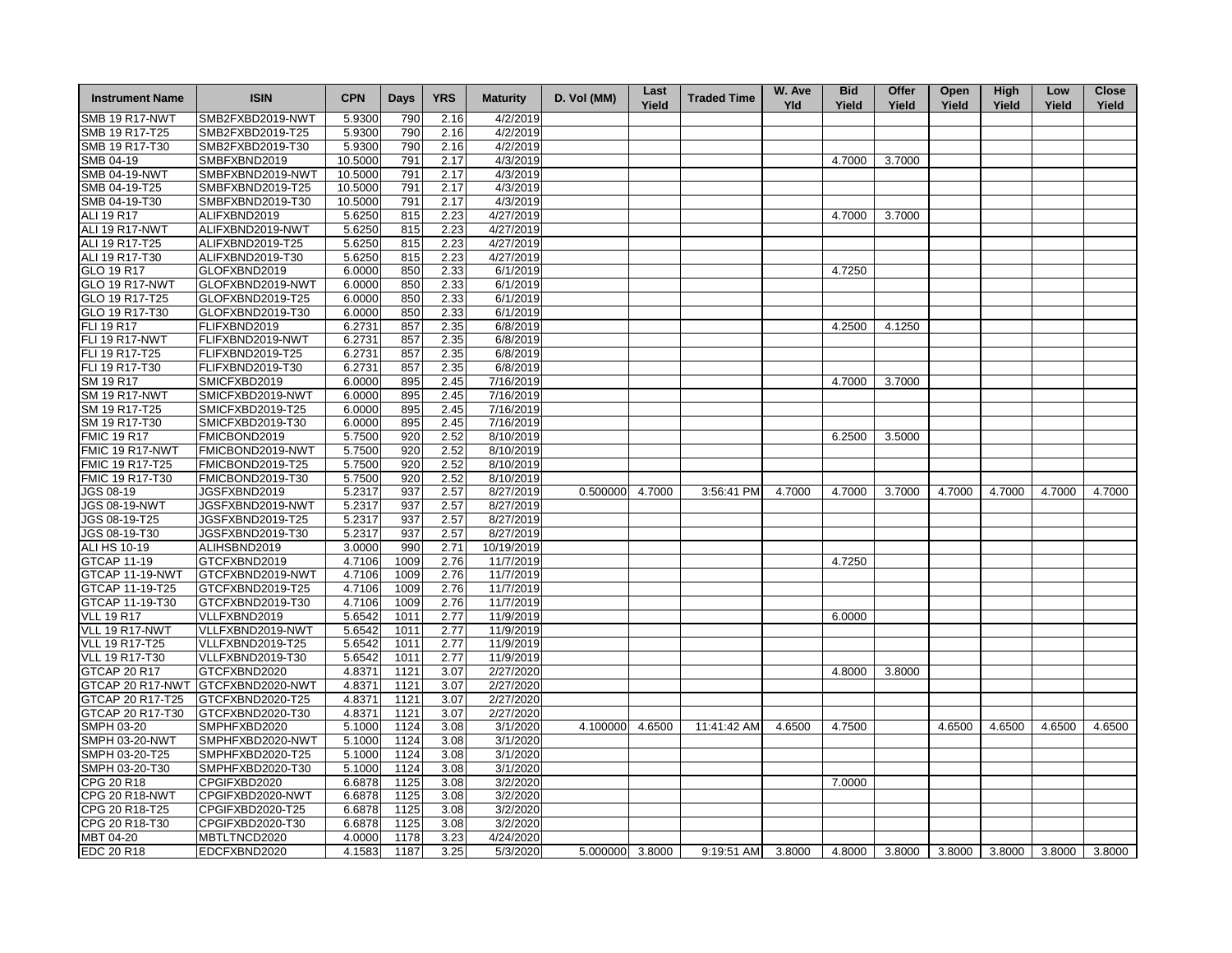| Instrument Name | ISIN | CPN | Days | YRS | Maturity | D. Vol (MM) | Last Yield | Traded Time | W. Ave Yld | Bid Yield | Offer Yield | Open Yield | High Yield | Low Yield | Close Yield |
|---|---|---|---|---|---|---|---|---|---|---|---|---|---|---|---|
| SMB 19 R17-NWT | SMB2FXBD2019-NWT | 5.9300 | 790 | 2.16 | 4/2/2019 | | | | | | | | | | |
| SMB 19 R17-T25 | SMB2FXBD2019-T25 | 5.9300 | 790 | 2.16 | 4/2/2019 | | | | | | | | | | |
| SMB 19 R17-T30 | SMB2FXBD2019-T30 | 5.9300 | 790 | 2.16 | 4/2/2019 | | | | | | | | | | |
| SMB 04-19 | SMBFXBND2019 | 10.5000 | 791 | 2.17 | 4/3/2019 | | | | | 4.7000 | 3.7000 | | | | |
| SMB 04-19-NWT | SMBFXBND2019-NWT | 10.5000 | 791 | 2.17 | 4/3/2019 | | | | | | | | | | |
| SMB 04-19-T25 | SMBFXBND2019-T25 | 10.5000 | 791 | 2.17 | 4/3/2019 | | | | | | | | | | |
| SMB 04-19-T30 | SMBFXBND2019-T30 | 10.5000 | 791 | 2.17 | 4/3/2019 | | | | | | | | | | |
| ALI 19 R17 | ALIFXBND2019 | 5.6250 | 815 | 2.23 | 4/27/2019 | | | | | 4.7000 | 3.7000 | | | | |
| ALI 19 R17-NWT | ALIFXBND2019-NWT | 5.6250 | 815 | 2.23 | 4/27/2019 | | | | | | | | | | |
| ALI 19 R17-T25 | ALIFXBND2019-T25 | 5.6250 | 815 | 2.23 | 4/27/2019 | | | | | | | | | | |
| ALI 19 R17-T30 | ALIFXBND2019-T30 | 5.6250 | 815 | 2.23 | 4/27/2019 | | | | | | | | | | |
| GLO 19 R17 | GLOFXBND2019 | 6.0000 | 850 | 2.33 | 6/1/2019 | | | | | 4.7250 | | | | | |
| GLO 19 R17-NWT | GLOFXBND2019-NWT | 6.0000 | 850 | 2.33 | 6/1/2019 | | | | | | | | | | |
| GLO 19 R17-T25 | GLOFXBND2019-T25 | 6.0000 | 850 | 2.33 | 6/1/2019 | | | | | | | | | | |
| GLO 19 R17-T30 | GLOFXBND2019-T30 | 6.0000 | 850 | 2.33 | 6/1/2019 | | | | | | | | | | |
| FLI 19 R17 | FLIFXBND2019 | 6.2731 | 857 | 2.35 | 6/8/2019 | | | | | 4.2500 | 4.1250 | | | | |
| FLI 19 R17-NWT | FLIFXBND2019-NWT | 6.2731 | 857 | 2.35 | 6/8/2019 | | | | | | | | | | |
| FLI 19 R17-T25 | FLIFXBND2019-T25 | 6.2731 | 857 | 2.35 | 6/8/2019 | | | | | | | | | | |
| FLI 19 R17-T30 | FLIFXBND2019-T30 | 6.2731 | 857 | 2.35 | 6/8/2019 | | | | | | | | | | |
| SM 19 R17 | SMICFXBD2019 | 6.0000 | 895 | 2.45 | 7/16/2019 | | | | | 4.7000 | 3.7000 | | | | |
| SM 19 R17-NWT | SMICFXBD2019-NWT | 6.0000 | 895 | 2.45 | 7/16/2019 | | | | | | | | | | |
| SM 19 R17-T25 | SMICFXBD2019-T25 | 6.0000 | 895 | 2.45 | 7/16/2019 | | | | | | | | | | |
| SM 19 R17-T30 | SMICFXBD2019-T30 | 6.0000 | 895 | 2.45 | 7/16/2019 | | | | | | | | | | |
| FMIC 19 R17 | FMICBOND2019 | 5.7500 | 920 | 2.52 | 8/10/2019 | | | | | 6.2500 | 3.5000 | | | | |
| FMIC 19 R17-NWT | FMICBOND2019-NWT | 5.7500 | 920 | 2.52 | 8/10/2019 | | | | | | | | | | |
| FMIC 19 R17-T25 | FMICBOND2019-T25 | 5.7500 | 920 | 2.52 | 8/10/2019 | | | | | | | | | | |
| FMIC 19 R17-T30 | FMICBOND2019-T30 | 5.7500 | 920 | 2.52 | 8/10/2019 | | | | | | | | | | |
| JGS 08-19 | JGSFXBND2019 | 5.2317 | 937 | 2.57 | 8/27/2019 | 0.500000 | 4.7000 | 3:56:41 PM | 4.7000 | 4.7000 | 3.7000 | 4.7000 | 4.7000 | 4.7000 | 4.7000 |
| JGS 08-19-NWT | JGSFXBND2019-NWT | 5.2317 | 937 | 2.57 | 8/27/2019 | | | | | | | | | | |
| JGS 08-19-T25 | JGSFXBND2019-T25 | 5.2317 | 937 | 2.57 | 8/27/2019 | | | | | | | | | | |
| JGS 08-19-T30 | JGSFXBND2019-T30 | 5.2317 | 937 | 2.57 | 8/27/2019 | | | | | | | | | | |
| ALI HS 10-19 | ALIHSBND2019 | 3.0000 | 990 | 2.71 | 10/19/2019 | | | | | | | | | | |
| GTCAP 11-19 | GTCFXBND2019 | 4.7106 | 1009 | 2.76 | 11/7/2019 | | | | | 4.7250 | | | | | |
| GTCAP 11-19-NWT | GTCFXBND2019-NWT | 4.7106 | 1009 | 2.76 | 11/7/2019 | | | | | | | | | | |
| GTCAP 11-19-T25 | GTCFXBND2019-T25 | 4.7106 | 1009 | 2.76 | 11/7/2019 | | | | | | | | | | |
| GTCAP 11-19-T30 | GTCFXBND2019-T30 | 4.7106 | 1009 | 2.76 | 11/7/2019 | | | | | | | | | | |
| VLL 19 R17 | VLLFXBND2019 | 5.6542 | 1011 | 2.77 | 11/9/2019 | | | | | 6.0000 | | | | | |
| VLL 19 R17-NWT | VLLFXBND2019-NWT | 5.6542 | 1011 | 2.77 | 11/9/2019 | | | | | | | | | | |
| VLL 19 R17-T25 | VLLFXBND2019-T25 | 5.6542 | 1011 | 2.77 | 11/9/2019 | | | | | | | | | | |
| VLL 19 R17-T30 | VLLFXBND2019-T30 | 5.6542 | 1011 | 2.77 | 11/9/2019 | | | | | | | | | | |
| GTCAP 20 R17 | GTCFXBND2020 | 4.8371 | 1121 | 3.07 | 2/27/2020 | | | | | 4.8000 | 3.8000 | | | | |
| GTCAP 20 R17-NWT | GTCFXBND2020-NWT | 4.8371 | 1121 | 3.07 | 2/27/2020 | | | | | | | | | | |
| GTCAP 20 R17-T25 | GTCFXBND2020-T25 | 4.8371 | 1121 | 3.07 | 2/27/2020 | | | | | | | | | | |
| GTCAP 20 R17-T30 | GTCFXBND2020-T30 | 4.8371 | 1121 | 3.07 | 2/27/2020 | | | | | | | | | | |
| SMPH 03-20 | SMPHFXBD2020 | 5.1000 | 1124 | 3.08 | 3/1/2020 | 4.100000 | 4.6500 | 11:41:42 AM | 4.6500 | 4.7500 | | 4.6500 | 4.6500 | 4.6500 | 4.6500 |
| SMPH 03-20-NWT | SMPHFXBD2020-NWT | 5.1000 | 1124 | 3.08 | 3/1/2020 | | | | | | | | | | |
| SMPH 03-20-T25 | SMPHFXBD2020-T25 | 5.1000 | 1124 | 3.08 | 3/1/2020 | | | | | | | | | | |
| SMPH 03-20-T30 | SMPHFXBD2020-T30 | 5.1000 | 1124 | 3.08 | 3/1/2020 | | | | | | | | | | |
| CPG 20 R18 | CPGIFXBD2020 | 6.6878 | 1125 | 3.08 | 3/2/2020 | | | | | 7.0000 | | | | | |
| CPG 20 R18-NWT | CPGIFXBD2020-NWT | 6.6878 | 1125 | 3.08 | 3/2/2020 | | | | | | | | | | |
| CPG 20 R18-T25 | CPGIFXBD2020-T25 | 6.6878 | 1125 | 3.08 | 3/2/2020 | | | | | | | | | | |
| CPG 20 R18-T30 | CPGIFXBD2020-T30 | 6.6878 | 1125 | 3.08 | 3/2/2020 | | | | | | | | | | |
| MBT 04-20 | MBTLTNCD2020 | 4.0000 | 1178 | 3.23 | 4/24/2020 | | | | | | | | | | |
| EDC 20 R18 | EDCFXBND2020 | 4.1583 | 1187 | 3.25 | 5/3/2020 | 5.000000 | 3.8000 | 9:19:51 AM | 3.8000 | 4.8000 | 3.8000 | 3.8000 | 3.8000 | 3.8000 | 3.8000 |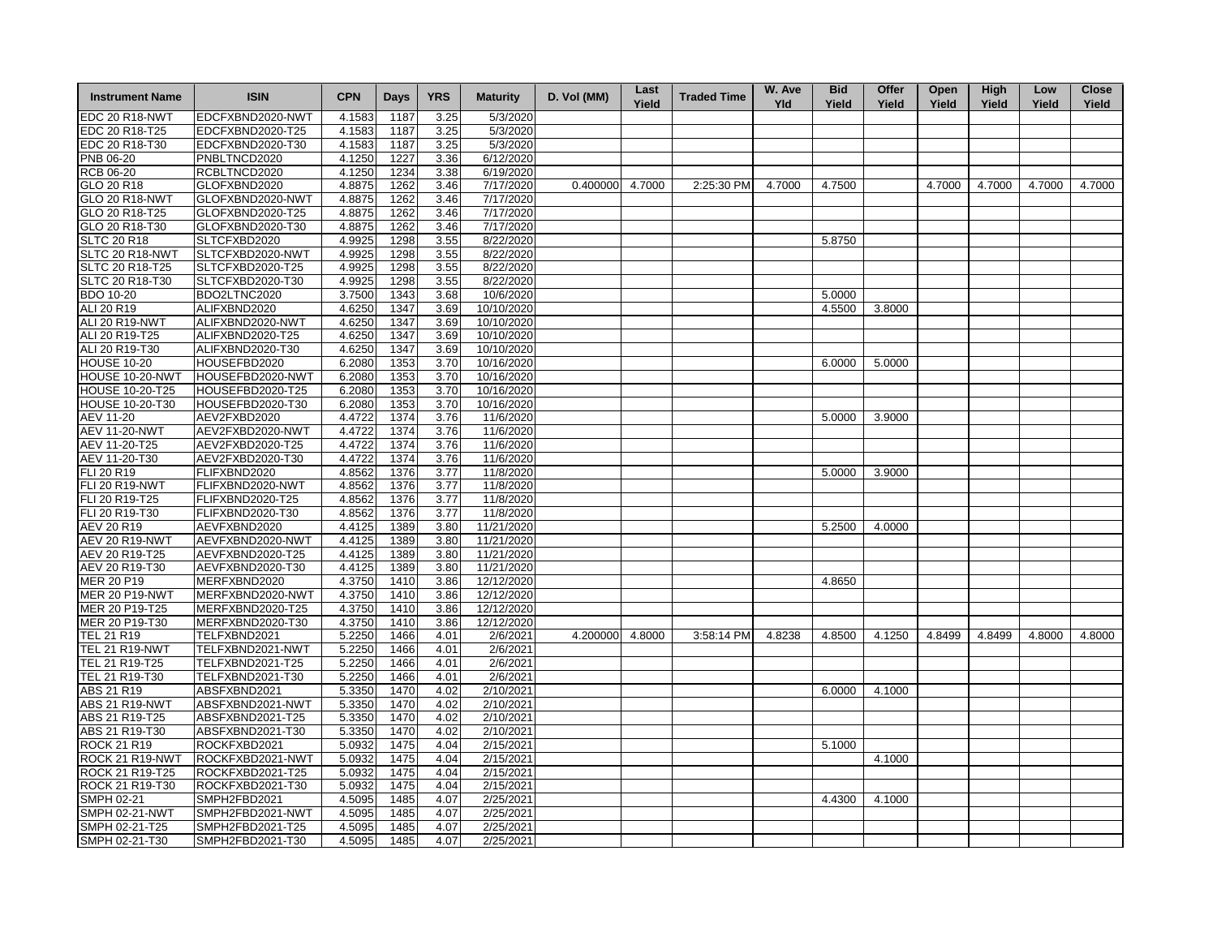| Instrument Name | ISIN | CPN | Days | YRS | Maturity | D. Vol (MM) | Last Yield | Traded Time | W. Ave Yld | Bid Yield | Offer Yield | Open Yield | High Yield | Low Yield | Close Yield |
|---|---|---|---|---|---|---|---|---|---|---|---|---|---|---|---|
| EDC 20 R18-NWT | EDCFXBND2020-NWT | 4.1583 | 1187 | 3.25 | 5/3/2020 | | | | | | | | | | |
| EDC 20 R18-T25 | EDCFXBND2020-T25 | 4.1583 | 1187 | 3.25 | 5/3/2020 | | | | | | | | | | |
| EDC 20 R18-T30 | EDCFXBND2020-T30 | 4.1583 | 1187 | 3.25 | 5/3/2020 | | | | | | | | | | |
| PNB 06-20 | PNBLTNCD2020 | 4.1250 | 1227 | 3.36 | 6/12/2020 | | | | | | | | | | |
| RCB 06-20 | RCBLTNCD2020 | 4.1250 | 1234 | 3.38 | 6/19/2020 | | | | | | | | | | |
| GLO 20 R18 | GLOFXBND2020 | 4.8875 | 1262 | 3.46 | 7/17/2020 | 0.400000 | 4.7000 | 2:25:30 PM | 4.7000 | 4.7500 | | 4.7000 | 4.7000 | 4.7000 | 4.7000 |
| GLO 20 R18-NWT | GLOFXBND2020-NWT | 4.8875 | 1262 | 3.46 | 7/17/2020 | | | | | | | | | | |
| GLO 20 R18-T25 | GLOFXBND2020-T25 | 4.8875 | 1262 | 3.46 | 7/17/2020 | | | | | | | | | | |
| GLO 20 R18-T30 | GLOFXBND2020-T30 | 4.8875 | 1262 | 3.46 | 7/17/2020 | | | | | | | | | | |
| SLTC 20 R18 | SLTCFXBD2020 | 4.9925 | 1298 | 3.55 | 8/22/2020 | | | | | 5.8750 | | | | | |
| SLTC 20 R18-NWT | SLTCFXBD2020-NWT | 4.9925 | 1298 | 3.55 | 8/22/2020 | | | | | | | | | | |
| SLTC 20 R18-T25 | SLTCFXBD2020-T25 | 4.9925 | 1298 | 3.55 | 8/22/2020 | | | | | | | | | | |
| SLTC 20 R18-T30 | SLTCFXBD2020-T30 | 4.9925 | 1298 | 3.55 | 8/22/2020 | | | | | | | | | | |
| BDO 10-20 | BDO2LTNC2020 | 3.7500 | 1343 | 3.68 | 10/6/2020 | | | | | 5.0000 | | | | | |
| ALI 20 R19 | ALIFXBND2020 | 4.6250 | 1347 | 3.69 | 10/10/2020 | | | | | 4.5500 | 3.8000 | | | | |
| ALI 20 R19-NWT | ALIFXBND2020-NWT | 4.6250 | 1347 | 3.69 | 10/10/2020 | | | | | | | | | | |
| ALI 20 R19-T25 | ALIFXBND2020-T25 | 4.6250 | 1347 | 3.69 | 10/10/2020 | | | | | | | | | | |
| ALI 20 R19-T30 | ALIFXBND2020-T30 | 4.6250 | 1347 | 3.69 | 10/10/2020 | | | | | | | | | | |
| HOUSE 10-20 | HOUSEFBD2020 | 6.2080 | 1353 | 3.70 | 10/16/2020 | | | | | 6.0000 | 5.0000 | | | | |
| HOUSE 10-20-NWT | HOUSEFBD2020-NWT | 6.2080 | 1353 | 3.70 | 10/16/2020 | | | | | | | | | | |
| HOUSE 10-20-T25 | HOUSEFBD2020-T25 | 6.2080 | 1353 | 3.70 | 10/16/2020 | | | | | | | | | | |
| HOUSE 10-20-T30 | HOUSEFBD2020-T30 | 6.2080 | 1353 | 3.70 | 10/16/2020 | | | | | | | | | | |
| AEV 11-20 | AEV2FXBD2020 | 4.4722 | 1374 | 3.76 | 11/6/2020 | | | | | 5.0000 | 3.9000 | | | | |
| AEV 11-20-NWT | AEV2FXBD2020-NWT | 4.4722 | 1374 | 3.76 | 11/6/2020 | | | | | | | | | | |
| AEV 11-20-T25 | AEV2FXBD2020-T25 | 4.4722 | 1374 | 3.76 | 11/6/2020 | | | | | | | | | | |
| AEV 11-20-T30 | AEV2FXBD2020-T30 | 4.4722 | 1374 | 3.76 | 11/6/2020 | | | | | | | | | | |
| FLI 20 R19 | FLIFXBND2020 | 4.8562 | 1376 | 3.77 | 11/8/2020 | | | | | 5.0000 | 3.9000 | | | | |
| FLI 20 R19-NWT | FLIFXBND2020-NWT | 4.8562 | 1376 | 3.77 | 11/8/2020 | | | | | | | | | | |
| FLI 20 R19-T25 | FLIFXBND2020-T25 | 4.8562 | 1376 | 3.77 | 11/8/2020 | | | | | | | | | | |
| FLI 20 R19-T30 | FLIFXBND2020-T30 | 4.8562 | 1376 | 3.77 | 11/8/2020 | | | | | | | | | | |
| AEV 20 R19 | AEVFXBND2020 | 4.4125 | 1389 | 3.80 | 11/21/2020 | | | | | 5.2500 | 4.0000 | | | | |
| AEV 20 R19-NWT | AEVFXBND2020-NWT | 4.4125 | 1389 | 3.80 | 11/21/2020 | | | | | | | | | | |
| AEV 20 R19-T25 | AEVFXBND2020-T25 | 4.4125 | 1389 | 3.80 | 11/21/2020 | | | | | | | | | | |
| AEV 20 R19-T30 | AEVFXBND2020-T30 | 4.4125 | 1389 | 3.80 | 11/21/2020 | | | | | | | | | | |
| MER 20 P19 | MERFXBND2020 | 4.3750 | 1410 | 3.86 | 12/12/2020 | | | | | 4.8650 | | | | | |
| MER 20 P19-NWT | MERFXBND2020-NWT | 4.3750 | 1410 | 3.86 | 12/12/2020 | | | | | | | | | | |
| MER 20 P19-T25 | MERFXBND2020-T25 | 4.3750 | 1410 | 3.86 | 12/12/2020 | | | | | | | | | | |
| MER 20 P19-T30 | MERFXBND2020-T30 | 4.3750 | 1410 | 3.86 | 12/12/2020 | | | | | | | | | | |
| TEL 21 R19 | TELFXBND2021 | 5.2250 | 1466 | 4.01 | 2/6/2021 | 4.200000 | 4.8000 | 3:58:14 PM | 4.8238 | 4.8500 | 4.1250 | 4.8499 | 4.8499 | 4.8000 | 4.8000 |
| TEL 21 R19-NWT | TELFXBND2021-NWT | 5.2250 | 1466 | 4.01 | 2/6/2021 | | | | | | | | | | |
| TEL 21 R19-T25 | TELFXBND2021-T25 | 5.2250 | 1466 | 4.01 | 2/6/2021 | | | | | | | | | | |
| TEL 21 R19-T30 | TELFXBND2021-T30 | 5.2250 | 1466 | 4.01 | 2/6/2021 | | | | | | | | | | |
| ABS 21 R19 | ABSFXBND2021 | 5.3350 | 1470 | 4.02 | 2/10/2021 | | | | | 6.0000 | 4.1000 | | | | |
| ABS 21 R19-NWT | ABSFXBND2021-NWT | 5.3350 | 1470 | 4.02 | 2/10/2021 | | | | | | | | | | |
| ABS 21 R19-T25 | ABSFXBND2021-T25 | 5.3350 | 1470 | 4.02 | 2/10/2021 | | | | | | | | | | |
| ABS 21 R19-T30 | ABSFXBND2021-T30 | 5.3350 | 1470 | 4.02 | 2/10/2021 | | | | | | | | | | |
| ROCK 21 R19 | ROCKFXBD2021 | 5.0932 | 1475 | 4.04 | 2/15/2021 | | | | | 5.1000 | | | | | |
| ROCK 21 R19-NWT | ROCKFXBD2021-NWT | 5.0932 | 1475 | 4.04 | 2/15/2021 | | | | | | 4.1000 | | | | |
| ROCK 21 R19-T25 | ROCKFXBD2021-T25 | 5.0932 | 1475 | 4.04 | 2/15/2021 | | | | | | | | | | |
| ROCK 21 R19-T30 | ROCKFXBD2021-T30 | 5.0932 | 1475 | 4.04 | 2/15/2021 | | | | | | | | | | |
| SMPH 02-21 | SMPH2FBD2021 | 4.5095 | 1485 | 4.07 | 2/25/2021 | | | | | 4.4300 | 4.1000 | | | | |
| SMPH 02-21-NWT | SMPH2FBD2021-NWT | 4.5095 | 1485 | 4.07 | 2/25/2021 | | | | | | | | | | |
| SMPH 02-21-T25 | SMPH2FBD2021-T25 | 4.5095 | 1485 | 4.07 | 2/25/2021 | | | | | | | | | | |
| SMPH 02-21-T30 | SMPH2FBD2021-T30 | 4.5095 | 1485 | 4.07 | 2/25/2021 | | | | | | | | | | |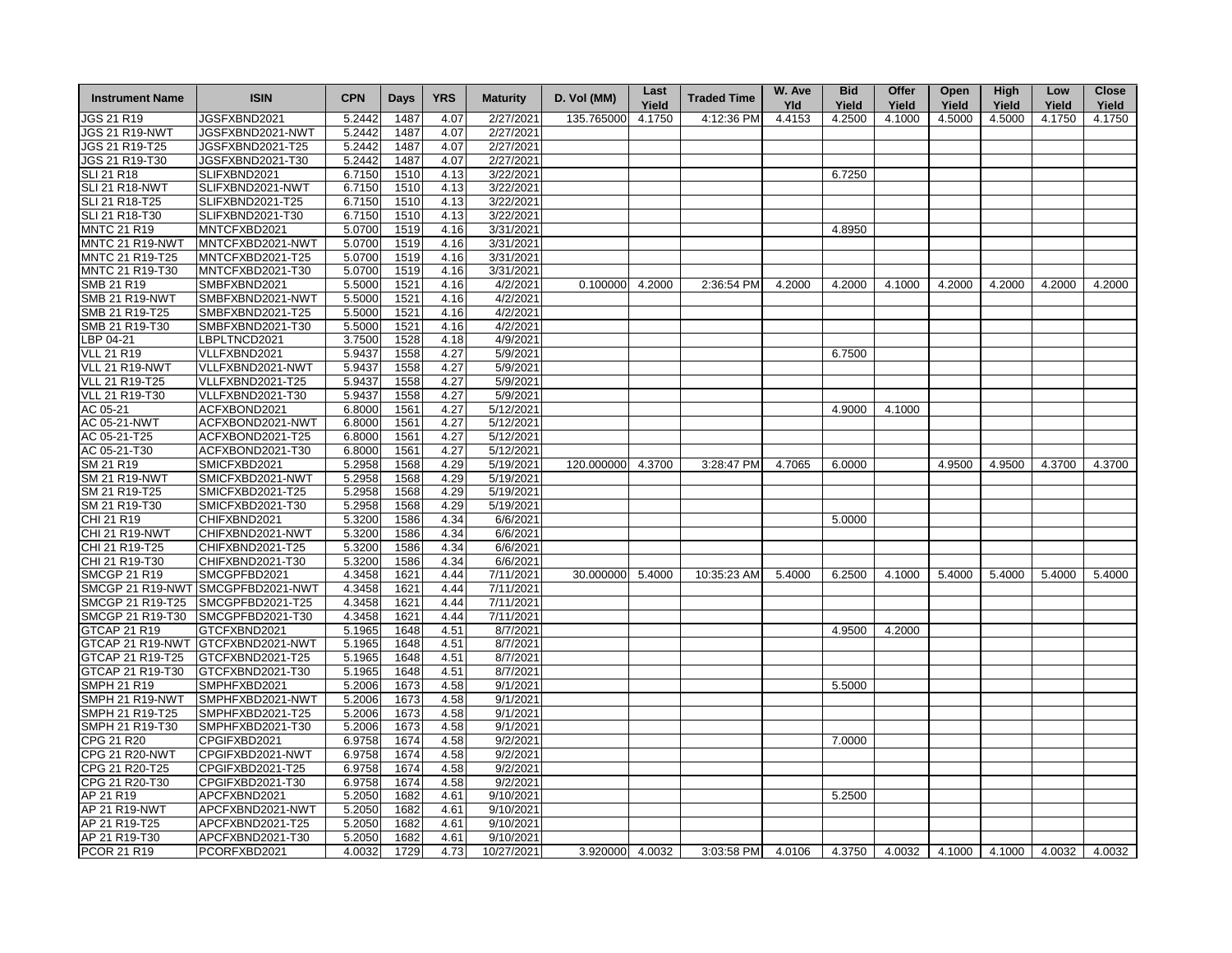| Instrument Name | ISIN | CPN | Days | YRS | Maturity | D. Vol (MM) | Last Yield | Traded Time | W. Ave Yld | Bid Yield | Offer Yield | Open Yield | High Yield | Low Yield | Close Yield |
|---|---|---|---|---|---|---|---|---|---|---|---|---|---|---|---|
| JGS 21 R19 | JGSFXBND2021 | 5.2442 | 1487 | 4.07 | 2/27/2021 | 135.765000 | 4.1750 | 4:12:36 PM | 4.4153 | 4.2500 | 4.1000 | 4.5000 | 4.5000 | 4.1750 | 4.1750 |
| JGS 21 R19-NWT | JGSFXBND2021-NWT | 5.2442 | 1487 | 4.07 | 2/27/2021 | | | | | | | | | | |
| JGS 21 R19-T25 | JGSFXBND2021-T25 | 5.2442 | 1487 | 4.07 | 2/27/2021 | | | | | | | | | | |
| JGS 21 R19-T30 | JGSFXBND2021-T30 | 5.2442 | 1487 | 4.07 | 2/27/2021 | | | | | | | | | | |
| SLI 21 R18 | SLIFXBND2021 | 6.7150 | 1510 | 4.13 | 3/22/2021 | | | | | 6.7250 | | | | | |
| SLI 21 R18-NWT | SLIFXBND2021-NWT | 6.7150 | 1510 | 4.13 | 3/22/2021 | | | | | | | | | | |
| SLI 21 R18-T25 | SLIFXBND2021-T25 | 6.7150 | 1510 | 4.13 | 3/22/2021 | | | | | | | | | | |
| SLI 21 R18-T30 | SLIFXBND2021-T30 | 6.7150 | 1510 | 4.13 | 3/22/2021 | | | | | | | | | | |
| MNTC 21 R19 | MNTCFXBD2021 | 5.0700 | 1519 | 4.16 | 3/31/2021 | | | | | 4.8950 | | | | | |
| MNTC 21 R19-NWT | MNTCFXBD2021-NWT | 5.0700 | 1519 | 4.16 | 3/31/2021 | | | | | | | | | | |
| MNTC 21 R19-T25 | MNTCFXBD2021-T25 | 5.0700 | 1519 | 4.16 | 3/31/2021 | | | | | | | | | | |
| MNTC 21 R19-T30 | MNTCFXBD2021-T30 | 5.0700 | 1519 | 4.16 | 3/31/2021 | | | | | | | | | | |
| SMB 21 R19 | SMBFXBND2021 | 5.5000 | 1521 | 4.16 | 4/2/2021 | 0.100000 | 4.2000 | 2:36:54 PM | 4.2000 | 4.2000 | 4.1000 | 4.2000 | 4.2000 | 4.2000 | 4.2000 |
| SMB 21 R19-NWT | SMBFXBND2021-NWT | 5.5000 | 1521 | 4.16 | 4/2/2021 | | | | | | | | | | |
| SMB 21 R19-T25 | SMBFXBND2021-T25 | 5.5000 | 1521 | 4.16 | 4/2/2021 | | | | | | | | | | |
| SMB 21 R19-T30 | SMBFXBND2021-T30 | 5.5000 | 1521 | 4.16 | 4/2/2021 | | | | | | | | | | |
| LBP 04-21 | LBPLTNCD2021 | 3.7500 | 1528 | 4.18 | 4/9/2021 | | | | | | | | | | |
| VLL 21 R19 | VLLFXBND2021 | 5.9437 | 1558 | 4.27 | 5/9/2021 | | | | | 6.7500 | | | | | |
| VLL 21 R19-NWT | VLLFXBND2021-NWT | 5.9437 | 1558 | 4.27 | 5/9/2021 | | | | | | | | | | |
| VLL 21 R19-T25 | VLLFXBND2021-T25 | 5.9437 | 1558 | 4.27 | 5/9/2021 | | | | | | | | | | |
| VLL 21 R19-T30 | VLLFXBND2021-T30 | 5.9437 | 1558 | 4.27 | 5/9/2021 | | | | | | | | | | |
| AC 05-21 | ACFXBOND2021 | 6.8000 | 1561 | 4.27 | 5/12/2021 | | | | | 4.9000 | 4.1000 | | | | |
| AC 05-21-NWT | ACFXBOND2021-NWT | 6.8000 | 1561 | 4.27 | 5/12/2021 | | | | | | | | | | |
| AC 05-21-T25 | ACFXBOND2021-T25 | 6.8000 | 1561 | 4.27 | 5/12/2021 | | | | | | | | | | |
| AC 05-21-T30 | ACFXBOND2021-T30 | 6.8000 | 1561 | 4.27 | 5/12/2021 | | | | | | | | | | |
| SM 21 R19 | SMICFXBD2021 | 5.2958 | 1568 | 4.29 | 5/19/2021 | 120.000000 | 4.3700 | 3:28:47 PM | 4.7065 | 6.0000 | | 4.9500 | 4.9500 | 4.3700 | 4.3700 |
| SM 21 R19-NWT | SMICFXBD2021-NWT | 5.2958 | 1568 | 4.29 | 5/19/2021 | | | | | | | | | | |
| SM 21 R19-T25 | SMICFXBD2021-T25 | 5.2958 | 1568 | 4.29 | 5/19/2021 | | | | | | | | | | |
| SM 21 R19-T30 | SMICFXBD2021-T30 | 5.2958 | 1568 | 4.29 | 5/19/2021 | | | | | | | | | | |
| CHI 21 R19 | CHIFXBND2021 | 5.3200 | 1586 | 4.34 | 6/6/2021 | | | | | 5.0000 | | | | | |
| CHI 21 R19-NWT | CHIFXBND2021-NWT | 5.3200 | 1586 | 4.34 | 6/6/2021 | | | | | | | | | | |
| CHI 21 R19-T25 | CHIFXBND2021-T25 | 5.3200 | 1586 | 4.34 | 6/6/2021 | | | | | | | | | | |
| CHI 21 R19-T30 | CHIFXBND2021-T30 | 5.3200 | 1586 | 4.34 | 6/6/2021 | | | | | | | | | | |
| SMCGP 21 R19 | SMCGPFBD2021 | 4.3458 | 1621 | 4.44 | 7/11/2021 | 30.000000 | 5.4000 | 10:35:23 AM | 5.4000 | 6.2500 | 4.1000 | 5.4000 | 5.4000 | 5.4000 | 5.4000 |
| SMCGP 21 R19-NWT | SMCGPFBD2021-NWT | 4.3458 | 1621 | 4.44 | 7/11/2021 | | | | | | | | | | |
| SMCGP 21 R19-T25 | SMCGPFBD2021-T25 | 4.3458 | 1621 | 4.44 | 7/11/2021 | | | | | | | | | | |
| SMCGP 21 R19-T30 | SMCGPFBD2021-T30 | 4.3458 | 1621 | 4.44 | 7/11/2021 | | | | | | | | | | |
| GTCAP 21 R19 | GTCFXBND2021 | 5.1965 | 1648 | 4.51 | 8/7/2021 | | | | | 4.9500 | 4.2000 | | | | |
| GTCAP 21 R19-NWT | GTCFXBND2021-NWT | 5.1965 | 1648 | 4.51 | 8/7/2021 | | | | | | | | | | |
| GTCAP 21 R19-T25 | GTCFXBND2021-T25 | 5.1965 | 1648 | 4.51 | 8/7/2021 | | | | | | | | | | |
| GTCAP 21 R19-T30 | GTCFXBND2021-T30 | 5.1965 | 1648 | 4.51 | 8/7/2021 | | | | | | | | | | |
| SMPH 21 R19 | SMPHFXBD2021 | 5.2006 | 1673 | 4.58 | 9/1/2021 | | | | | 5.5000 | | | | | |
| SMPH 21 R19-NWT | SMPHFXBD2021-NWT | 5.2006 | 1673 | 4.58 | 9/1/2021 | | | | | | | | | | |
| SMPH 21 R19-T25 | SMPHFXBD2021-T25 | 5.2006 | 1673 | 4.58 | 9/1/2021 | | | | | | | | | | |
| SMPH 21 R19-T30 | SMPHFXBD2021-T30 | 5.2006 | 1673 | 4.58 | 9/1/2021 | | | | | | | | | | |
| CPG 21 R20 | CPGIFXBD2021 | 6.9758 | 1674 | 4.58 | 9/2/2021 | | | | | 7.0000 | | | | | |
| CPG 21 R20-NWT | CPGIFXBD2021-NWT | 6.9758 | 1674 | 4.58 | 9/2/2021 | | | | | | | | | | |
| CPG 21 R20-T25 | CPGIFXBD2021-T25 | 6.9758 | 1674 | 4.58 | 9/2/2021 | | | | | | | | | | |
| CPG 21 R20-T30 | CPGIFXBD2021-T30 | 6.9758 | 1674 | 4.58 | 9/2/2021 | | | | | | | | | | |
| AP 21 R19 | APCFXBND2021 | 5.2050 | 1682 | 4.61 | 9/10/2021 | | | | | 5.2500 | | | | | |
| AP 21 R19-NWT | APCFXBND2021-NWT | 5.2050 | 1682 | 4.61 | 9/10/2021 | | | | | | | | | | |
| AP 21 R19-T25 | APCFXBND2021-T25 | 5.2050 | 1682 | 4.61 | 9/10/2021 | | | | | | | | | | |
| AP 21 R19-T30 | APCFXBND2021-T30 | 5.2050 | 1682 | 4.61 | 9/10/2021 | | | | | | | | | | |
| PCOR 21 R19 | PCORFXBD2021 | 4.0032 | 1729 | 4.73 | 10/27/2021 | 3.920000 | 4.0032 | 3:03:58 PM | 4.0106 | 4.3750 | 4.0032 | 4.1000 | 4.1000 | 4.0032 | 4.0032 |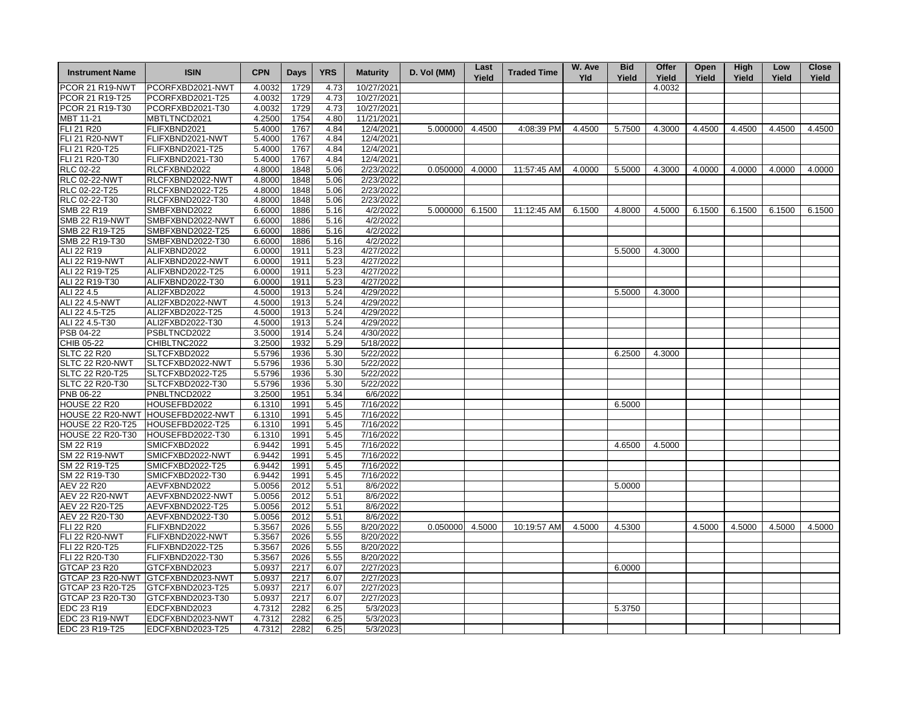| Instrument Name | ISIN | CPN | Days | YRS | Maturity | D. Vol (MM) | Last Yield | Traded Time | W. Ave Yld | Bid Yield | Offer Yield | Open Yield | High Yield | Low Yield | Close Yield |
|---|---|---|---|---|---|---|---|---|---|---|---|---|---|---|---|
| PCOR 21 R19-NWT | PCORFXBD2021-NWT | 4.0032 | 1729 | 4.73 | 10/27/2021 | | | | | | 4.0032 | | | | |
| PCOR 21 R19-T25 | PCORFXBD2021-T25 | 4.0032 | 1729 | 4.73 | 10/27/2021 | | | | | | | | | | |
| PCOR 21 R19-T30 | PCORFXBD2021-T30 | 4.0032 | 1729 | 4.73 | 10/27/2021 | | | | | | | | | | |
| MBT 11-21 | MBTLTNCD2021 | 4.2500 | 1754 | 4.80 | 11/21/2021 | | | | | | | | | | |
| FLI 21 R20 | FLIFXBND2021 | 5.4000 | 1767 | 4.84 | 12/4/2021 | 5.000000 | 4.4500 | 4:08:39 PM | 4.4500 | 5.7500 | 4.3000 | 4.4500 | 4.4500 | 4.4500 | 4.4500 |
| FLI 21 R20-NWT | FLIFXBND2021-NWT | 5.4000 | 1767 | 4.84 | 12/4/2021 | | | | | | | | | | |
| FLI 21 R20-T25 | FLIFXBND2021-T25 | 5.4000 | 1767 | 4.84 | 12/4/2021 | | | | | | | | | | |
| FLI 21 R20-T30 | FLIFXBND2021-T30 | 5.4000 | 1767 | 4.84 | 12/4/2021 | | | | | | | | | | |
| RLC 02-22 | RLCFXBND2022 | 4.8000 | 1848 | 5.06 | 2/23/2022 | 0.050000 | 4.0000 | 11:57:45 AM | 4.0000 | 5.5000 | 4.3000 | 4.0000 | 4.0000 | 4.0000 | 4.0000 |
| RLC 02-22-NWT | RLCFXBND2022-NWT | 4.8000 | 1848 | 5.06 | 2/23/2022 | | | | | | | | | | |
| RLC 02-22-T25 | RLCFXBND2022-T25 | 4.8000 | 1848 | 5.06 | 2/23/2022 | | | | | | | | | | |
| RLC 02-22-T30 | RLCFXBND2022-T30 | 4.8000 | 1848 | 5.06 | 2/23/2022 | | | | | | | | | | |
| SMB 22 R19 | SMBFXBND2022 | 6.6000 | 1886 | 5.16 | 4/2/2022 | 5.000000 | 6.1500 | 11:12:45 AM | 6.1500 | 4.8000 | 4.5000 | 6.1500 | 6.1500 | 6.1500 | 6.1500 |
| SMB 22 R19-NWT | SMBFXBND2022-NWT | 6.6000 | 1886 | 5.16 | 4/2/2022 | | | | | | | | | | |
| SMB 22 R19-T25 | SMBFXBND2022-T25 | 6.6000 | 1886 | 5.16 | 4/2/2022 | | | | | | | | | | |
| SMB 22 R19-T30 | SMBFXBND2022-T30 | 6.6000 | 1886 | 5.16 | 4/2/2022 | | | | | | | | | | |
| ALI 22 R19 | ALIFXBND2022 | 6.0000 | 1911 | 5.23 | 4/27/2022 | | | | | 5.5000 | 4.3000 | | | | |
| ALI 22 R19-NWT | ALIFXBND2022-NWT | 6.0000 | 1911 | 5.23 | 4/27/2022 | | | | | | | | | | |
| ALI 22 R19-T25 | ALIFXBND2022-T25 | 6.0000 | 1911 | 5.23 | 4/27/2022 | | | | | | | | | | |
| ALI 22 R19-T30 | ALIFXBND2022-T30 | 6.0000 | 1911 | 5.23 | 4/27/2022 | | | | | | | | | | |
| ALI 22 4.5 | ALI2FXBD2022 | 4.5000 | 1913 | 5.24 | 4/29/2022 | | | | | 5.5000 | 4.3000 | | | | |
| ALI 22 4.5-NWT | ALI2FXBD2022-NWT | 4.5000 | 1913 | 5.24 | 4/29/2022 | | | | | | | | | | |
| ALI 22 4.5-T25 | ALI2FXBD2022-T25 | 4.5000 | 1913 | 5.24 | 4/29/2022 | | | | | | | | | | |
| ALI 22 4.5-T30 | ALI2FXBD2022-T30 | 4.5000 | 1913 | 5.24 | 4/29/2022 | | | | | | | | | | |
| PSB 04-22 | PSBLTNCD2022 | 3.5000 | 1914 | 5.24 | 4/30/2022 | | | | | | | | | | |
| CHIB 05-22 | CHIBLTNC2022 | 3.2500 | 1932 | 5.29 | 5/18/2022 | | | | | | | | | | |
| SLTC 22 R20 | SLTCFXBD2022 | 5.5796 | 1936 | 5.30 | 5/22/2022 | | | | | 6.2500 | 4.3000 | | | | |
| SLTC 22 R20-NWT | SLTCFXBD2022-NWT | 5.5796 | 1936 | 5.30 | 5/22/2022 | | | | | | | | | | |
| SLTC 22 R20-T25 | SLTCFXBD2022-T25 | 5.5796 | 1936 | 5.30 | 5/22/2022 | | | | | | | | | | |
| SLTC 22 R20-T30 | SLTCFXBD2022-T30 | 5.5796 | 1936 | 5.30 | 5/22/2022 | | | | | | | | | | |
| PNB 06-22 | PNBLTNCD2022 | 3.2500 | 1951 | 5.34 | 6/6/2022 | | | | | | | | | | |
| HOUSE 22 R20 | HOUSEFBD2022 | 6.1310 | 1991 | 5.45 | 7/16/2022 | | | | | 6.5000 | | | | | |
| HOUSE 22 R20-NWT | HOUSEFBD2022-NWT | 6.1310 | 1991 | 5.45 | 7/16/2022 | | | | | | | | | | |
| HOUSE 22 R20-T25 | HOUSEFBD2022-T25 | 6.1310 | 1991 | 5.45 | 7/16/2022 | | | | | | | | | | |
| HOUSE 22 R20-T30 | HOUSEFBD2022-T30 | 6.1310 | 1991 | 5.45 | 7/16/2022 | | | | | | | | | | |
| SM 22 R19 | SMICFXBD2022 | 6.9442 | 1991 | 5.45 | 7/16/2022 | | | | | 4.6500 | 4.5000 | | | | |
| SM 22 R19-NWT | SMICFXBD2022-NWT | 6.9442 | 1991 | 5.45 | 7/16/2022 | | | | | | | | | | |
| SM 22 R19-T25 | SMICFXBD2022-T25 | 6.9442 | 1991 | 5.45 | 7/16/2022 | | | | | | | | | | |
| SM 22 R19-T30 | SMICFXBD2022-T30 | 6.9442 | 1991 | 5.45 | 7/16/2022 | | | | | | | | | | |
| AEV 22 R20 | AEVFXBND2022 | 5.0056 | 2012 | 5.51 | 8/6/2022 | | | | | 5.0000 | | | | | |
| AEV 22 R20-NWT | AEVFXBND2022-NWT | 5.0056 | 2012 | 5.51 | 8/6/2022 | | | | | | | | | | |
| AEV 22 R20-T25 | AEVFXBND2022-T25 | 5.0056 | 2012 | 5.51 | 8/6/2022 | | | | | | | | | | |
| AEV 22 R20-T30 | AEVFXBND2022-T30 | 5.0056 | 2012 | 5.51 | 8/6/2022 | | | | | | | | | | |
| FLI 22 R20 | FLIFXBND2022 | 5.3567 | 2026 | 5.55 | 8/20/2022 | 0.050000 | 4.5000 | 10:19:57 AM | 4.5000 | 4.5300 | | 4.5000 | 4.5000 | 4.5000 | 4.5000 |
| FLI 22 R20-NWT | FLIFXBND2022-NWT | 5.3567 | 2026 | 5.55 | 8/20/2022 | | | | | | | | | | |
| FLI 22 R20-T25 | FLIFXBND2022-T25 | 5.3567 | 2026 | 5.55 | 8/20/2022 | | | | | | | | | | |
| FLI 22 R20-T30 | FLIFXBND2022-T30 | 5.3567 | 2026 | 5.55 | 8/20/2022 | | | | | | | | | | |
| GTCAP 23 R20 | GTCFXBND2023 | 5.0937 | 2217 | 6.07 | 2/27/2023 | | | | | 6.0000 | | | | | |
| GTCAP 23 R20-NWT | GTCFXBND2023-NWT | 5.0937 | 2217 | 6.07 | 2/27/2023 | | | | | | | | | | |
| GTCAP 23 R20-T25 | GTCFXBND2023-T25 | 5.0937 | 2217 | 6.07 | 2/27/2023 | | | | | | | | | | |
| GTCAP 23 R20-T30 | GTCFXBND2023-T30 | 5.0937 | 2217 | 6.07 | 2/27/2023 | | | | | | | | | | |
| EDC 23 R19 | EDCFXBND2023 | 4.7312 | 2282 | 6.25 | 5/3/2023 | | | | | 5.3750 | | | | | |
| EDC 23 R19-NWT | EDCFXBND2023-NWT | 4.7312 | 2282 | 6.25 | 5/3/2023 | | | | | | | | | | |
| EDC 23 R19-T25 | EDCFXBND2023-T25 | 4.7312 | 2282 | 6.25 | 5/3/2023 | | | | | | | | | | |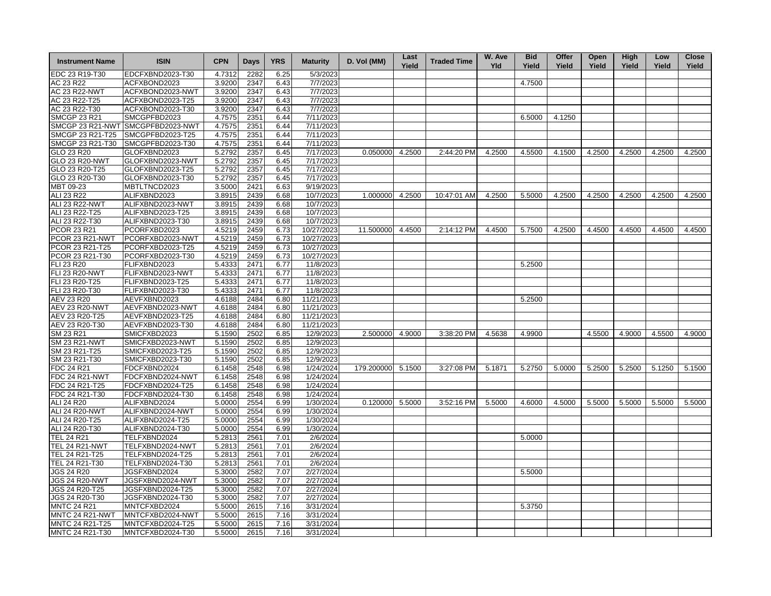| Instrument Name | ISIN | CPN | Days | YRS | Maturity | D. Vol (MM) | Last Yield | Traded Time | W. Ave Yld | Bid Yield | Offer Yield | Open Yield | High Yield | Low Yield | Close Yield |
|---|---|---|---|---|---|---|---|---|---|---|---|---|---|---|---|
| EDC 23 R19-T30 | EDCFXBND2023-T30 | 4.7312 | 2282 | 6.25 | 5/3/2023 | | | | | | | | | | |
| AC 23 R22 | ACFXBOND2023 | 3.9200 | 2347 | 6.43 | 7/7/2023 | | | | | 4.7500 | | | | | |
| AC 23 R22-NWT | ACFXBOND2023-NWT | 3.9200 | 2347 | 6.43 | 7/7/2023 | | | | | | | | | | |
| AC 23 R22-T25 | ACFXBOND2023-T25 | 3.9200 | 2347 | 6.43 | 7/7/2023 | | | | | | | | | | |
| AC 23 R22-T30 | ACFXBOND2023-T30 | 3.9200 | 2347 | 6.43 | 7/7/2023 | | | | | | | | | | |
| SMCGP 23 R21 | SMCGPFBD2023 | 4.7575 | 2351 | 6.44 | 7/11/2023 | | | | | 6.5000 | 4.1250 | | | | |
| SMCGP 23 R21-NWT | SMCGPFBD2023-NWT | 4.7575 | 2351 | 6.44 | 7/11/2023 | | | | | | | | | | |
| SMCGP 23 R21-T25 | SMCGPFBD2023-T25 | 4.7575 | 2351 | 6.44 | 7/11/2023 | | | | | | | | | | |
| SMCGP 23 R21-T30 | SMCGPFBD2023-T30 | 4.7575 | 2351 | 6.44 | 7/11/2023 | | | | | | | | | | |
| GLO 23 R20 | GLOFXBND2023 | 5.2792 | 2357 | 6.45 | 7/17/2023 | 0.050000 | 4.2500 | 2:44:20 PM | 4.2500 | 4.5500 | 4.1500 | 4.2500 | 4.2500 | 4.2500 | 4.2500 |
| GLO 23 R20-NWT | GLOFXBND2023-NWT | 5.2792 | 2357 | 6.45 | 7/17/2023 | | | | | | | | | | |
| GLO 23 R20-T25 | GLOFXBND2023-T25 | 5.2792 | 2357 | 6.45 | 7/17/2023 | | | | | | | | | | |
| GLO 23 R20-T30 | GLOFXBND2023-T30 | 5.2792 | 2357 | 6.45 | 7/17/2023 | | | | | | | | | | |
| MBT 09-23 | MBTLTNCD2023 | 3.5000 | 2421 | 6.63 | 9/19/2023 | | | | | | | | | | |
| ALI 23 R22 | ALIFXBND2023 | 3.8915 | 2439 | 6.68 | 10/7/2023 | 1.000000 | 4.2500 | 10:47:01 AM | 4.2500 | 5.5000 | 4.2500 | 4.2500 | 4.2500 | 4.2500 | 4.2500 |
| ALI 23 R22-NWT | ALIFXBND2023-NWT | 3.8915 | 2439 | 6.68 | 10/7/2023 | | | | | | | | | | |
| ALI 23 R22-T25 | ALIFXBND2023-T25 | 3.8915 | 2439 | 6.68 | 10/7/2023 | | | | | | | | | | |
| ALI 23 R22-T30 | ALIFXBND2023-T30 | 3.8915 | 2439 | 6.68 | 10/7/2023 | | | | | | | | | | |
| PCOR 23 R21 | PCORFXBD2023 | 4.5219 | 2459 | 6.73 | 10/27/2023 | 11.500000 | 4.4500 | 2:14:12 PM | 4.4500 | 5.7500 | 4.2500 | 4.4500 | 4.4500 | 4.4500 | 4.4500 |
| PCOR 23 R21-NWT | PCORFXBD2023-NWT | 4.5219 | 2459 | 6.73 | 10/27/2023 | | | | | | | | | | |
| PCOR 23 R21-T25 | PCORFXBD2023-T25 | 4.5219 | 2459 | 6.73 | 10/27/2023 | | | | | | | | | | |
| PCOR 23 R21-T30 | PCORFXBD2023-T30 | 4.5219 | 2459 | 6.73 | 10/27/2023 | | | | | | | | | | |
| FLI 23 R20 | FLIFXBND2023 | 5.4333 | 2471 | 6.77 | 11/8/2023 | | | | | 5.2500 | | | | | |
| FLI 23 R20-NWT | FLIFXBND2023-NWT | 5.4333 | 2471 | 6.77 | 11/8/2023 | | | | | | | | | | |
| FLI 23 R20-T25 | FLIFXBND2023-T25 | 5.4333 | 2471 | 6.77 | 11/8/2023 | | | | | | | | | | |
| FLI 23 R20-T30 | FLIFXBND2023-T30 | 5.4333 | 2471 | 6.77 | 11/8/2023 | | | | | | | | | | |
| AEV 23 R20 | AEVFXBND2023 | 4.6188 | 2484 | 6.80 | 11/21/2023 | | | | | 5.2500 | | | | | |
| AEV 23 R20-NWT | AEVFXBND2023-NWT | 4.6188 | 2484 | 6.80 | 11/21/2023 | | | | | | | | | | |
| AEV 23 R20-T25 | AEVFXBND2023-T25 | 4.6188 | 2484 | 6.80 | 11/21/2023 | | | | | | | | | | |
| AEV 23 R20-T30 | AEVFXBND2023-T30 | 4.6188 | 2484 | 6.80 | 11/21/2023 | | | | | | | | | | |
| SM 23 R21 | SMICFXBD2023 | 5.1590 | 2502 | 6.85 | 12/9/2023 | 2.500000 | 4.9000 | 3:38:20 PM | 4.5638 | 4.9900 | | 4.5500 | 4.9000 | 4.5500 | 4.9000 |
| SM 23 R21-NWT | SMICFXBD2023-NWT | 5.1590 | 2502 | 6.85 | 12/9/2023 | | | | | | | | | | |
| SM 23 R21-T25 | SMICFXBD2023-T25 | 5.1590 | 2502 | 6.85 | 12/9/2023 | | | | | | | | | | |
| SM 23 R21-T30 | SMICFXBD2023-T30 | 5.1590 | 2502 | 6.85 | 12/9/2023 | | | | | | | | | | |
| FDC 24 R21 | FDCFXBND2024 | 6.1458 | 2548 | 6.98 | 1/24/2024 | 179.200000 | 5.1500 | 3:27:08 PM | 5.1871 | 5.2750 | 5.0000 | 5.2500 | 5.2500 | 5.1250 | 5.1500 |
| FDC 24 R21-NWT | FDCFXBND2024-NWT | 6.1458 | 2548 | 6.98 | 1/24/2024 | | | | | | | | | | |
| FDC 24 R21-T25 | FDCFXBND2024-T25 | 6.1458 | 2548 | 6.98 | 1/24/2024 | | | | | | | | | | |
| FDC 24 R21-T30 | FDCFXBND2024-T30 | 6.1458 | 2548 | 6.98 | 1/24/2024 | | | | | | | | | | |
| ALI 24 R20 | ALIFXBND2024 | 5.0000 | 2554 | 6.99 | 1/30/2024 | 0.120000 | 5.5000 | 3:52:16 PM | 5.5000 | 4.6000 | 4.5000 | 5.5000 | 5.5000 | 5.5000 | 5.5000 |
| ALI 24 R20-NWT | ALIFXBND2024-NWT | 5.0000 | 2554 | 6.99 | 1/30/2024 | | | | | | | | | | |
| ALI 24 R20-T25 | ALIFXBND2024-T25 | 5.0000 | 2554 | 6.99 | 1/30/2024 | | | | | | | | | | |
| ALI 24 R20-T30 | ALIFXBND2024-T30 | 5.0000 | 2554 | 6.99 | 1/30/2024 | | | | | | | | | | |
| TEL 24 R21 | TELFXBND2024 | 5.2813 | 2561 | 7.01 | 2/6/2024 | | | | | 5.0000 | | | | | |
| TEL 24 R21-NWT | TELFXBND2024-NWT | 5.2813 | 2561 | 7.01 | 2/6/2024 | | | | | | | | | | |
| TEL 24 R21-T25 | TELFXBND2024-T25 | 5.2813 | 2561 | 7.01 | 2/6/2024 | | | | | | | | | | |
| TEL 24 R21-T30 | TELFXBND2024-T30 | 5.2813 | 2561 | 7.01 | 2/6/2024 | | | | | | | | | | |
| JGS 24 R20 | JGSFXBND2024 | 5.3000 | 2582 | 7.07 | 2/27/2024 | | | | | 5.5000 | | | | | |
| JGS 24 R20-NWT | JGSFXBND2024-NWT | 5.3000 | 2582 | 7.07 | 2/27/2024 | | | | | | | | | | |
| JGS 24 R20-T25 | JGSFXBND2024-T25 | 5.3000 | 2582 | 7.07 | 2/27/2024 | | | | | | | | | | |
| JGS 24 R20-T30 | JGSFXBND2024-T30 | 5.3000 | 2582 | 7.07 | 2/27/2024 | | | | | | | | | | |
| MNTC 24 R21 | MNTCFXBD2024 | 5.5000 | 2615 | 7.16 | 3/31/2024 | | | | | 5.3750 | | | | | |
| MNTC 24 R21-NWT | MNTCFXBD2024-NWT | 5.5000 | 2615 | 7.16 | 3/31/2024 | | | | | | | | | | |
| MNTC 24 R21-T25 | MNTCFXBD2024-T25 | 5.5000 | 2615 | 7.16 | 3/31/2024 | | | | | | | | | | |
| MNTC 24 R21-T30 | MNTCFXBD2024-T30 | 5.5000 | 2615 | 7.16 | 3/31/2024 | | | | | | | | | | |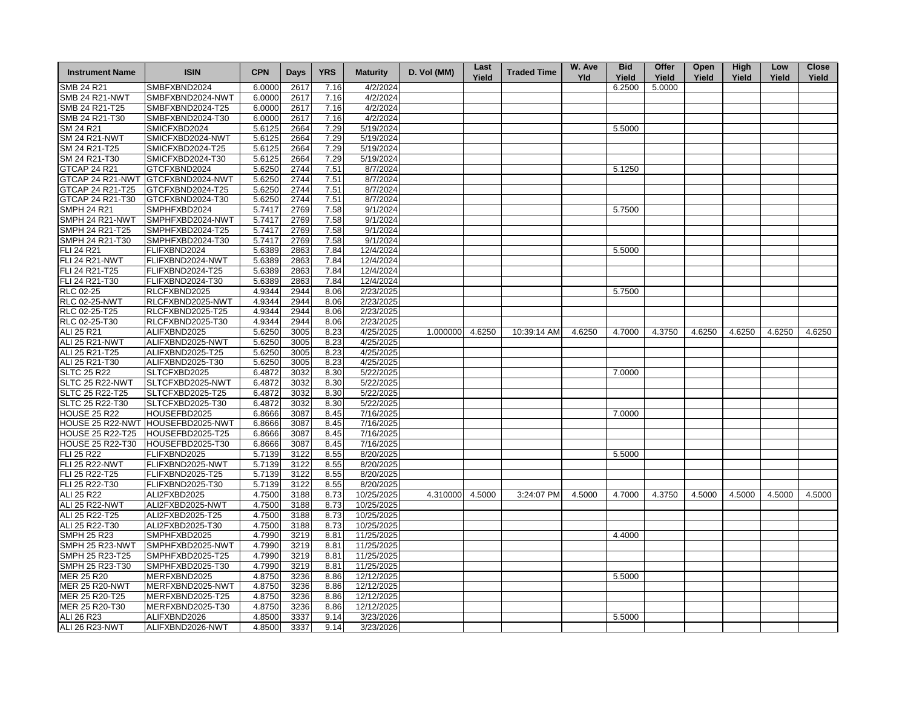| Instrument Name | ISIN | CPN | Days | YRS | Maturity | D. Vol (MM) | Last Yield | Traded Time | W. Ave Yld | Bid Yield | Offer Yield | Open Yield | High Yield | Low Yield | Close Yield |
|---|---|---|---|---|---|---|---|---|---|---|---|---|---|---|---|
| SMB 24 R21 | SMBFXBND2024 | 6.0000 | 2617 | 7.16 | 4/2/2024 | | | | | 6.2500 | 5.0000 | | | | |
| SMB 24 R21-NWT | SMBFXBND2024-NWT | 6.0000 | 2617 | 7.16 | 4/2/2024 | | | | | | | | | | |
| SMB 24 R21-T25 | SMBFXBND2024-T25 | 6.0000 | 2617 | 7.16 | 4/2/2024 | | | | | | | | | | |
| SMB 24 R21-T30 | SMBFXBND2024-T30 | 6.0000 | 2617 | 7.16 | 4/2/2024 | | | | | | | | | | |
| SM 24 R21 | SMICFXBD2024 | 5.6125 | 2664 | 7.29 | 5/19/2024 | | | | | 5.5000 | | | | | |
| SM 24 R21-NWT | SMICFXBD2024-NWT | 5.6125 | 2664 | 7.29 | 5/19/2024 | | | | | | | | | | |
| SM 24 R21-T25 | SMICFXBD2024-T25 | 5.6125 | 2664 | 7.29 | 5/19/2024 | | | | | | | | | | |
| SM 24 R21-T30 | SMICFXBD2024-T30 | 5.6125 | 2664 | 7.29 | 5/19/2024 | | | | | | | | | | |
| GTCAP 24 R21 | GTCFXBND2024 | 5.6250 | 2744 | 7.51 | 8/7/2024 | | | | | 5.1250 | | | | | |
| GTCAP 24 R21-NWT | GTCFXBND2024-NWT | 5.6250 | 2744 | 7.51 | 8/7/2024 | | | | | | | | | | |
| GTCAP 24 R21-T25 | GTCFXBND2024-T25 | 5.6250 | 2744 | 7.51 | 8/7/2024 | | | | | | | | | | |
| GTCAP 24 R21-T30 | GTCFXBND2024-T30 | 5.6250 | 2744 | 7.51 | 8/7/2024 | | | | | | | | | | |
| SMPH 24 R21 | SMPHFXBD2024 | 5.7417 | 2769 | 7.58 | 9/1/2024 | | | | | 5.7500 | | | | | |
| SMPH 24 R21-NWT | SMPHFXBD2024-NWT | 5.7417 | 2769 | 7.58 | 9/1/2024 | | | | | | | | | | |
| SMPH 24 R21-T25 | SMPHFXBD2024-T25 | 5.7417 | 2769 | 7.58 | 9/1/2024 | | | | | | | | | | |
| SMPH 24 R21-T30 | SMPHFXBD2024-T30 | 5.7417 | 2769 | 7.58 | 9/1/2024 | | | | | | | | | | |
| FLI 24 R21 | FLIFXBND2024 | 5.6389 | 2863 | 7.84 | 12/4/2024 | | | | | 5.5000 | | | | | |
| FLI 24 R21-NWT | FLIFXBND2024-NWT | 5.6389 | 2863 | 7.84 | 12/4/2024 | | | | | | | | | | |
| FLI 24 R21-T25 | FLIFXBND2024-T25 | 5.6389 | 2863 | 7.84 | 12/4/2024 | | | | | | | | | | |
| FLI 24 R21-T30 | FLIFXBND2024-T30 | 5.6389 | 2863 | 7.84 | 12/4/2024 | | | | | | | | | | |
| RLC 02-25 | RLCFXBND2025 | 4.9344 | 2944 | 8.06 | 2/23/2025 | | | | | 5.7500 | | | | | |
| RLC 02-25-NWT | RLCFXBND2025-NWT | 4.9344 | 2944 | 8.06 | 2/23/2025 | | | | | | | | | | |
| RLC 02-25-T25 | RLCFXBND2025-T25 | 4.9344 | 2944 | 8.06 | 2/23/2025 | | | | | | | | | | |
| RLC 02-25-T30 | RLCFXBND2025-T30 | 4.9344 | 2944 | 8.06 | 2/23/2025 | | | | | | | | | | |
| ALI 25 R21 | ALIFXBND2025 | 5.6250 | 3005 | 8.23 | 4/25/2025 | 1.000000 | 4.6250 | 10:39:14 AM | 4.6250 | 4.7000 | 4.3750 | 4.6250 | 4.6250 | 4.6250 | 4.6250 |
| ALI 25 R21-NWT | ALIFXBND2025-NWT | 5.6250 | 3005 | 8.23 | 4/25/2025 | | | | | | | | | | |
| ALI 25 R21-T25 | ALIFXBND2025-T25 | 5.6250 | 3005 | 8.23 | 4/25/2025 | | | | | | | | | | |
| ALI 25 R21-T30 | ALIFXBND2025-T30 | 5.6250 | 3005 | 8.23 | 4/25/2025 | | | | | | | | | | |
| SLTC 25 R22 | SLTCFXBD2025 | 6.4872 | 3032 | 8.30 | 5/22/2025 | | | | | 7.0000 | | | | | |
| SLTC 25 R22-NWT | SLTCFXBD2025-NWT | 6.4872 | 3032 | 8.30 | 5/22/2025 | | | | | | | | | | |
| SLTC 25 R22-T25 | SLTCFXBD2025-T25 | 6.4872 | 3032 | 8.30 | 5/22/2025 | | | | | | | | | | |
| SLTC 25 R22-T30 | SLTCFXBD2025-T30 | 6.4872 | 3032 | 8.30 | 5/22/2025 | | | | | | | | | | |
| HOUSE 25 R22 | HOUSEFBD2025 | 6.8666 | 3087 | 8.45 | 7/16/2025 | | | | | 7.0000 | | | | | |
| HOUSE 25 R22-NWT | HOUSEFBD2025-NWT | 6.8666 | 3087 | 8.45 | 7/16/2025 | | | | | | | | | | |
| HOUSE 25 R22-T25 | HOUSEFBD2025-T25 | 6.8666 | 3087 | 8.45 | 7/16/2025 | | | | | | | | | | |
| HOUSE 25 R22-T30 | HOUSEFBD2025-T30 | 6.8666 | 3087 | 8.45 | 7/16/2025 | | | | | | | | | | |
| FLI 25 R22 | FLIFXBND2025 | 5.7139 | 3122 | 8.55 | 8/20/2025 | | | | | 5.5000 | | | | | |
| FLI 25 R22-NWT | FLIFXBND2025-NWT | 5.7139 | 3122 | 8.55 | 8/20/2025 | | | | | | | | | | |
| FLI 25 R22-T25 | FLIFXBND2025-T25 | 5.7139 | 3122 | 8.55 | 8/20/2025 | | | | | | | | | | |
| FLI 25 R22-T30 | FLIFXBND2025-T30 | 5.7139 | 3122 | 8.55 | 8/20/2025 | | | | | | | | | | |
| ALI 25 R22 | ALI2FXBD2025 | 4.7500 | 3188 | 8.73 | 10/25/2025 | 4.310000 | 4.5000 | 3:24:07 PM | 4.5000 | 4.7000 | 4.3750 | 4.5000 | 4.5000 | 4.5000 | 4.5000 |
| ALI 25 R22-NWT | ALI2FXBD2025-NWT | 4.7500 | 3188 | 8.73 | 10/25/2025 | | | | | | | | | | |
| ALI 25 R22-T25 | ALI2FXBD2025-T25 | 4.7500 | 3188 | 8.73 | 10/25/2025 | | | | | | | | | | |
| ALI 25 R22-T30 | ALI2FXBD2025-T30 | 4.7500 | 3188 | 8.73 | 10/25/2025 | | | | | | | | | | |
| SMPH 25 R23 | SMPHFXBD2025 | 4.7990 | 3219 | 8.81 | 11/25/2025 | | | | | 4.4000 | | | | | |
| SMPH 25 R23-NWT | SMPHFXBD2025-NWT | 4.7990 | 3219 | 8.81 | 11/25/2025 | | | | | | | | | | |
| SMPH 25 R23-T25 | SMPHFXBD2025-T25 | 4.7990 | 3219 | 8.81 | 11/25/2025 | | | | | | | | | | |
| SMPH 25 R23-T30 | SMPHFXBD2025-T30 | 4.7990 | 3219 | 8.81 | 11/25/2025 | | | | | | | | | | |
| MER 25 R20 | MERFXBND2025 | 4.8750 | 3236 | 8.86 | 12/12/2025 | | | | | 5.5000 | | | | | |
| MER 25 R20-NWT | MERFXBND2025-NWT | 4.8750 | 3236 | 8.86 | 12/12/2025 | | | | | | | | | | |
| MER 25 R20-T25 | MERFXBND2025-T25 | 4.8750 | 3236 | 8.86 | 12/12/2025 | | | | | | | | | | |
| MER 25 R20-T30 | MERFXBND2025-T30 | 4.8750 | 3236 | 8.86 | 12/12/2025 | | | | | | | | | | |
| ALI 26 R23 | ALIFXBND2026 | 4.8500 | 3337 | 9.14 | 3/23/2026 | | | | | 5.5000 | | | | | |
| ALI 26 R23-NWT | ALIFXBND2026-NWT | 4.8500 | 3337 | 9.14 | 3/23/2026 | | | | | | | | | | |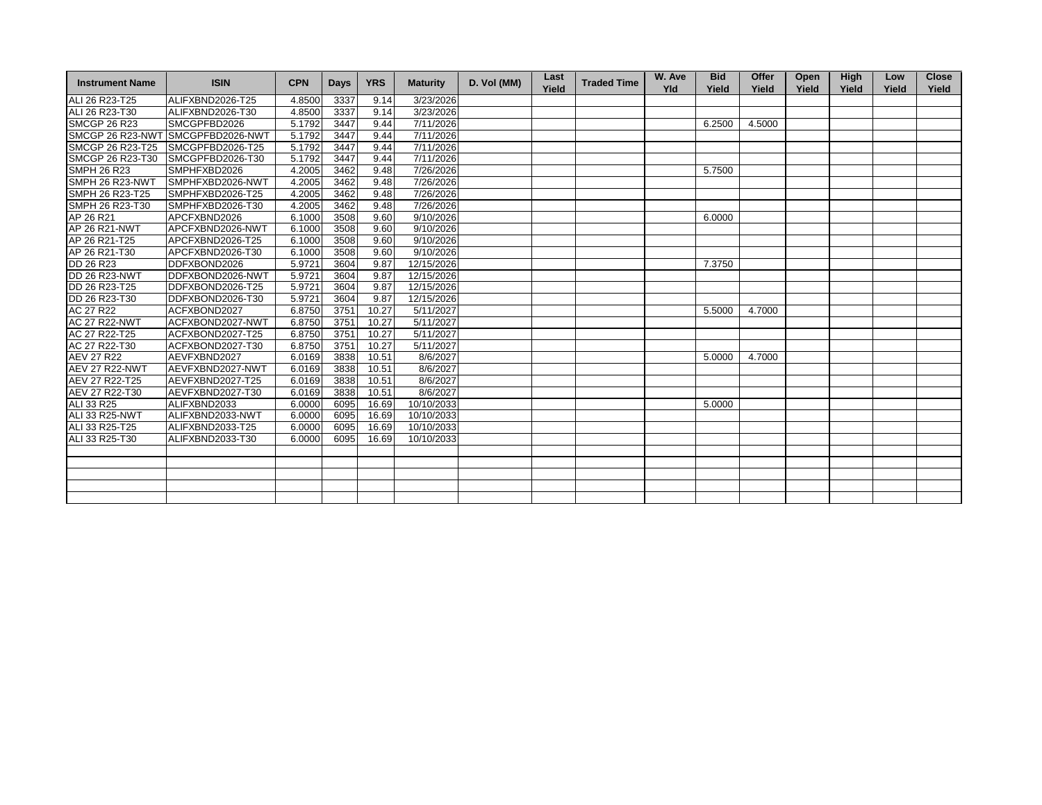| Instrument Name | ISIN | CPN | Days | YRS | Maturity | D. Vol (MM) | Last Yield | Traded Time | W. Ave Yld | Bid Yield | Offer Yield | Open Yield | High Yield | Low Yield | Close Yield |
|---|---|---|---|---|---|---|---|---|---|---|---|---|---|---|---|
| ALI 26 R23-T25 | ALIFXBND2026-T25 | 4.8500 | 3337 | 9.14 | 3/23/2026 | | | | | | | | | | |
| ALI 26 R23-T30 | ALIFXBND2026-T30 | 4.8500 | 3337 | 9.14 | 3/23/2026 | | | | | | | | | | |
| SMCGP 26 R23 | SMCGPFBD2026 | 5.1792 | 3447 | 9.44 | 7/11/2026 | | | | | 6.2500 | 4.5000 | | | | |
| SMCGP 26 R23-NWT | SMCGPFBD2026-NWT | 5.1792 | 3447 | 9.44 | 7/11/2026 | | | | | | | | | | |
| SMCGP 26 R23-T25 | SMCGPFBD2026-T25 | 5.1792 | 3447 | 9.44 | 7/11/2026 | | | | | | | | | | |
| SMCGP 26 R23-T30 | SMCGPFBD2026-T30 | 5.1792 | 3447 | 9.44 | 7/11/2026 | | | | | | | | | | |
| SMPH 26 R23 | SMPHFXBD2026 | 4.2005 | 3462 | 9.48 | 7/26/2026 | | | | | 5.7500 | | | | | |
| SMPH 26 R23-NWT | SMPHFXBD2026-NWT | 4.2005 | 3462 | 9.48 | 7/26/2026 | | | | | | | | | | |
| SMPH 26 R23-T25 | SMPHFXBD2026-T25 | 4.2005 | 3462 | 9.48 | 7/26/2026 | | | | | | | | | | |
| SMPH 26 R23-T30 | SMPHFXBD2026-T30 | 4.2005 | 3462 | 9.48 | 7/26/2026 | | | | | | | | | | |
| AP 26 R21 | APCFXBND2026 | 6.1000 | 3508 | 9.60 | 9/10/2026 | | | | | 6.0000 | | | | | |
| AP 26 R21-NWT | APCFXBND2026-NWT | 6.1000 | 3508 | 9.60 | 9/10/2026 | | | | | | | | | | |
| AP 26 R21-T25 | APCFXBND2026-T25 | 6.1000 | 3508 | 9.60 | 9/10/2026 | | | | | | | | | | |
| AP 26 R21-T30 | APCFXBND2026-T30 | 6.1000 | 3508 | 9.60 | 9/10/2026 | | | | | | | | | | |
| DD 26 R23 | DDFXBOND2026 | 5.9721 | 3604 | 9.87 | 12/15/2026 | | | | | 7.3750 | | | | | |
| DD 26 R23-NWT | DDFXBOND2026-NWT | 5.9721 | 3604 | 9.87 | 12/15/2026 | | | | | | | | | | |
| DD 26 R23-T25 | DDFXBOND2026-T25 | 5.9721 | 3604 | 9.87 | 12/15/2026 | | | | | | | | | | |
| DD 26 R23-T30 | DDFXBOND2026-T30 | 5.9721 | 3604 | 9.87 | 12/15/2026 | | | | | | | | | | |
| AC 27 R22 | ACFXBOND2027 | 6.8750 | 3751 | 10.27 | 5/11/2027 | | | | | 5.5000 | 4.7000 | | | | |
| AC 27 R22-NWT | ACFXBOND2027-NWT | 6.8750 | 3751 | 10.27 | 5/11/2027 | | | | | | | | | | |
| AC 27 R22-T25 | ACFXBOND2027-T25 | 6.8750 | 3751 | 10.27 | 5/11/2027 | | | | | | | | | | |
| AC 27 R22-T30 | ACFXBOND2027-T30 | 6.8750 | 3751 | 10.27 | 5/11/2027 | | | | | | | | | | |
| AEV 27 R22 | AEVFXBND2027 | 6.0169 | 3838 | 10.51 | 8/6/2027 | | | | | 5.0000 | 4.7000 | | | | |
| AEV 27 R22-NWT | AEVFXBND2027-NWT | 6.0169 | 3838 | 10.51 | 8/6/2027 | | | | | | | | | | |
| AEV 27 R22-T25 | AEVFXBND2027-T25 | 6.0169 | 3838 | 10.51 | 8/6/2027 | | | | | | | | | | |
| AEV 27 R22-T30 | AEVFXBND2027-T30 | 6.0169 | 3838 | 10.51 | 8/6/2027 | | | | | | | | | | |
| ALI 33 R25 | ALIFXBND2033 | 6.0000 | 6095 | 16.69 | 10/10/2033 | | | | | 5.0000 | | | | | |
| ALI 33 R25-NWT | ALIFXBND2033-NWT | 6.0000 | 6095 | 16.69 | 10/10/2033 | | | | | | | | | | |
| ALI 33 R25-T25 | ALIFXBND2033-T25 | 6.0000 | 6095 | 16.69 | 10/10/2033 | | | | | | | | | | |
| ALI 33 R25-T30 | ALIFXBND2033-T30 | 6.0000 | 6095 | 16.69 | 10/10/2033 | | | | | | | | | | |